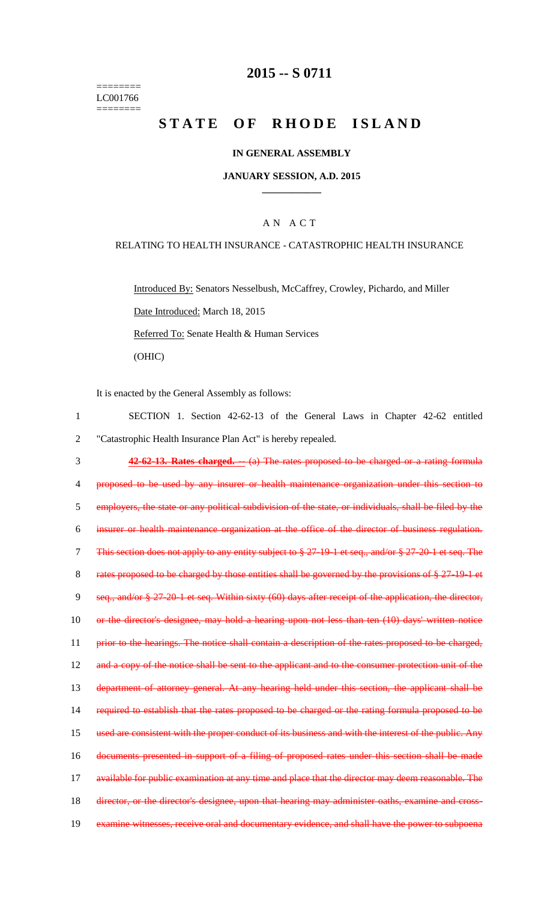========
LC001766
========

# 2015 -- S 0711

# STATE OF RHODE ISLAND

**IN GENERAL ASSEMBLY**

**JANUARY SESSION, A.D. 2015**

## A N A C T

RELATING TO HEALTH INSURANCE - CATASTROPHIC HEALTH INSURANCE

Introduced By: Senators Nesselbush, McCaffrey, Crowley, Pichardo, and Miller

Date Introduced: March 18, 2015

Referred To: Senate Health & Human Services

(OHIC)

It is enacted by the General Assembly as follows:

1 SECTION 1. Section 42-62-13 of the General Laws in Chapter 42-62 entitled
2 "Catastrophic Health Insurance Plan Act" is hereby repealed.

3 ~~**42-62-13. Rates charged.** -- (a) The rates proposed to be charged or a rating formula~~
4 ~~proposed to be used by any insurer or health maintenance organization under this section to~~
5 ~~employers, the state or any political subdivision of the state, or individuals, shall be filed by the~~
6 ~~insurer or health maintenance organization at the office of the director of business regulation.~~
7 ~~This section does not apply to any entity subject to § 27-19-1 et seq., and/or § 27-20-1 et seq. The~~
8 ~~rates proposed to be charged by those entities shall be governed by the provisions of § 27-19-1 et~~
9 ~~seq., and/or § 27-20-1 et seq. Within sixty (60) days after receipt of the application, the director,~~
10 ~~or the director's designee, may hold a hearing upon not less than ten (10) days' written notice~~
11 ~~prior to the hearings. The notice shall contain a description of the rates proposed to be charged,~~
12 ~~and a copy of the notice shall be sent to the applicant and to the consumer protection unit of the~~
13 ~~department of attorney general. At any hearing held under this section, the applicant shall be~~
14 ~~required to establish that the rates proposed to be charged or the rating formula proposed to be~~
15 ~~used are consistent with the proper conduct of its business and with the interest of the public. Any~~
16 ~~documents presented in support of a filing of proposed rates under this section shall be made~~
17 ~~available for public examination at any time and place that the director may deem reasonable. The~~
18 ~~director, or the director's designee, upon that hearing may administer oaths, examine and cross-~~
19 ~~examine witnesses, receive oral and documentary evidence, and shall have the power to subpoena~~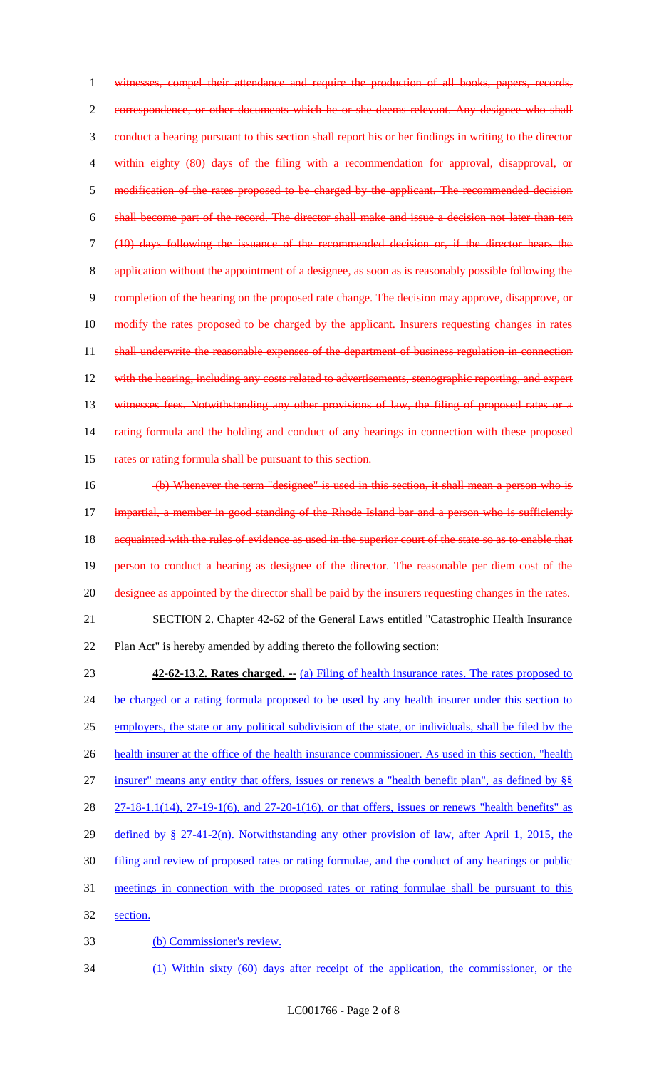~~witnesses, compel their attendance and require the production of all books, papers, records, correspondence, or other documents which he or she deems relevant. Any designee who shall conduct a hearing pursuant to this section shall report his or her findings in writing to the director within eighty (80) days of the filing with a recommendation for approval, disapproval, or modification of the rates proposed to be charged by the applicant. The recommended decision shall become part of the record. The director shall make and issue a decision not later than ten (10) days following the issuance of the recommended decision or, if the director hears the application without the appointment of a designee, as soon as is reasonably possible following the completion of the hearing on the proposed rate change. The decision may approve, disapprove, or modify the rates proposed to be charged by the applicant. Insurers requesting changes in rates shall underwrite the reasonable expenses of the department of business regulation in connection with the hearing, including any costs related to advertisements, stenographic reporting, and expert witnesses fees. Notwithstanding any other provisions of law, the filing of proposed rates or a rating formula and the holding and conduct of any hearings in connection with these proposed rates or rating formula shall be pursuant to this section.~~

~~(b) Whenever the term "designee" is used in this section, it shall mean a person who is impartial, a member in good standing of the Rhode Island bar and a person who is sufficiently acquainted with the rules of evidence as used in the superior court of the state so as to enable that person to conduct a hearing as designee of the director. The reasonable per diem cost of the designee as appointed by the director shall be paid by the insurers requesting changes in the rates.~~

SECTION 2. Chapter 42-62 of the General Laws entitled "Catastrophic Health Insurance Plan Act" is hereby amended by adding thereto the following section:

**42-62-13.2. Rates charged. --** <u>(a) Filing of health insurance rates. The rates proposed to be charged or a rating formula proposed to be used by any health insurer under this section to employers, the state or any political subdivision of the state, or individuals, shall be filed by the health insurer at the office of the health insurance commissioner. As used in this section, "health insurer" means any entity that offers, issues or renews a "health benefit plan", as defined by §§ 27-18-1.1(14), 27-19-1(6), and 27-20-1(16), or that offers, issues or renews "health benefits" as defined by § 27-41-2(n). Notwithstanding any other provision of law, after April 1, 2015, the filing and review of proposed rates or rating formulae, and the conduct of any hearings or public meetings in connection with the proposed rates or rating formulae shall be pursuant to this section.</u>

<u>(b) Commissioner's review.</u>

<u>(1) Within sixty (60) days after receipt of the application, the commissioner, or the</u>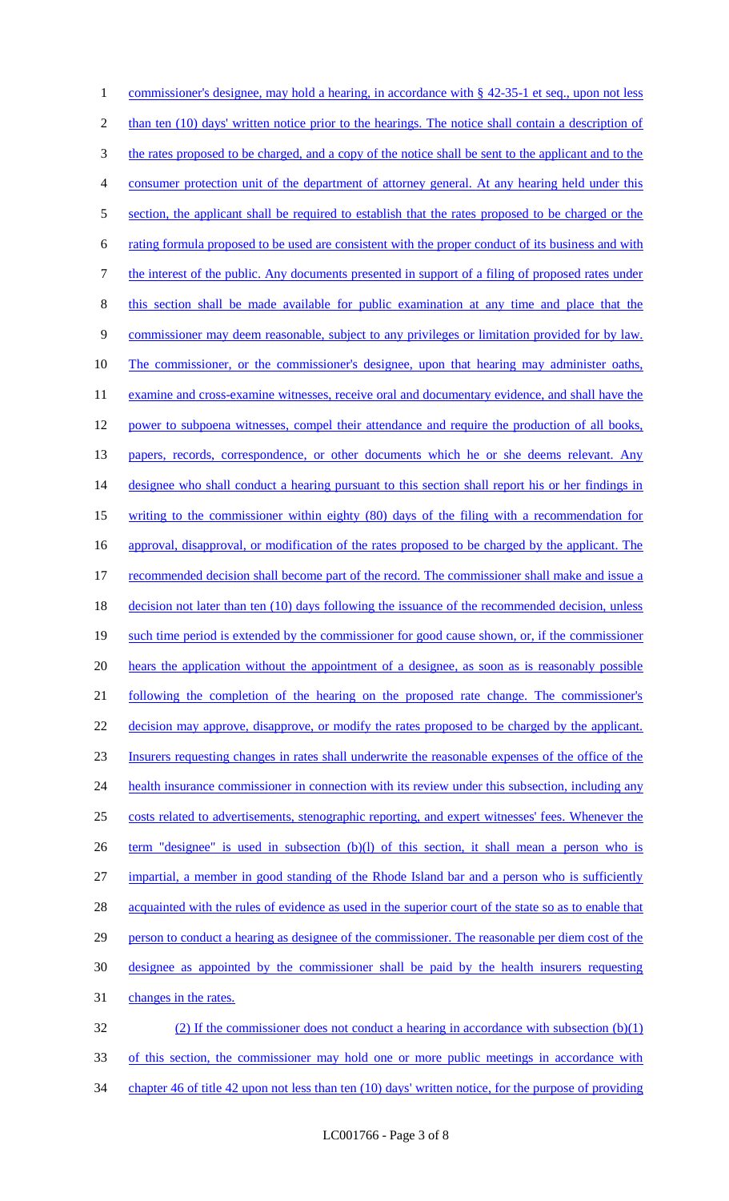commissioner's designee, may hold a hearing, in accordance with § 42-35-1 et seq., upon not less than ten (10) days' written notice prior to the hearings. The notice shall contain a description of the rates proposed to be charged, and a copy of the notice shall be sent to the applicant and to the consumer protection unit of the department of attorney general. At any hearing held under this section, the applicant shall be required to establish that the rates proposed to be charged or the rating formula proposed to be used are consistent with the proper conduct of its business and with the interest of the public. Any documents presented in support of a filing of proposed rates under this section shall be made available for public examination at any time and place that the commissioner may deem reasonable, subject to any privileges or limitation provided for by law. The commissioner, or the commissioner's designee, upon that hearing may administer oaths, examine and cross-examine witnesses, receive oral and documentary evidence, and shall have the power to subpoena witnesses, compel their attendance and require the production of all books, papers, records, correspondence, or other documents which he or she deems relevant. Any designee who shall conduct a hearing pursuant to this section shall report his or her findings in writing to the commissioner within eighty (80) days of the filing with a recommendation for approval, disapproval, or modification of the rates proposed to be charged by the applicant. The recommended decision shall become part of the record. The commissioner shall make and issue a decision not later than ten (10) days following the issuance of the recommended decision, unless such time period is extended by the commissioner for good cause shown, or, if the commissioner hears the application without the appointment of a designee, as soon as is reasonably possible following the completion of the hearing on the proposed rate change. The commissioner's decision may approve, disapprove, or modify the rates proposed to be charged by the applicant. Insurers requesting changes in rates shall underwrite the reasonable expenses of the office of the health insurance commissioner in connection with its review under this subsection, including any costs related to advertisements, stenographic reporting, and expert witnesses' fees. Whenever the term "designee" is used in subsection (b)(l) of this section, it shall mean a person who is impartial, a member in good standing of the Rhode Island bar and a person who is sufficiently acquainted with the rules of evidence as used in the superior court of the state so as to enable that person to conduct a hearing as designee of the commissioner. The reasonable per diem cost of the designee as appointed by the commissioner shall be paid by the health insurers requesting changes in the rates.

(2) If the commissioner does not conduct a hearing in accordance with subsection (b)(1) of this section, the commissioner may hold one or more public meetings in accordance with chapter 46 of title 42 upon not less than ten (10) days' written notice, for the purpose of providing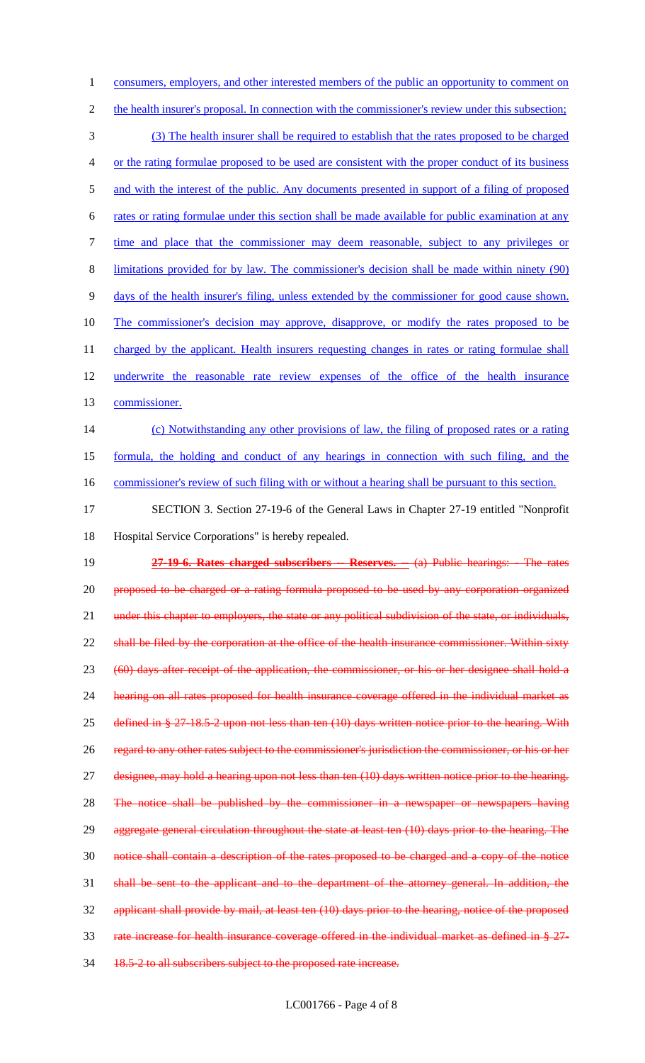consumers, employers, and other interested members of the public an opportunity to comment on the health insurer's proposal. In connection with the commissioner's review under this subsection;

(3) The health insurer shall be required to establish that the rates proposed to be charged or the rating formulae proposed to be used are consistent with the proper conduct of its business and with the interest of the public. Any documents presented in support of a filing of proposed rates or rating formulae under this section shall be made available for public examination at any time and place that the commissioner may deem reasonable, subject to any privileges or limitations provided for by law. The commissioner's decision shall be made within ninety (90) days of the health insurer's filing, unless extended by the commissioner for good cause shown. The commissioner's decision may approve, disapprove, or modify the rates proposed to be charged by the applicant. Health insurers requesting changes in rates or rating formulae shall underwrite the reasonable rate review expenses of the office of the health insurance commissioner.

(c) Notwithstanding any other provisions of law, the filing of proposed rates or a rating formula, the holding and conduct of any hearings in connection with such filing, and the commissioner's review of such filing with or without a hearing shall be pursuant to this section.

SECTION 3. Section 27-19-6 of the General Laws in Chapter 27-19 entitled "Nonprofit Hospital Service Corporations" is hereby repealed.

~~**27-19-6. Rates charged subscribers -- Reserves.** -- (a) Public hearings: - The rates proposed to be charged or a rating formula proposed to be used by any corporation organized under this chapter to employers, the state or any political subdivision of the state, or individuals, shall be filed by the corporation at the office of the health insurance commissioner. Within sixty (60) days after receipt of the application, the commissioner, or his or her designee shall hold a hearing on all rates proposed for health insurance coverage offered in the individual market as defined in § 27-18.5-2 upon not less than ten (10) days written notice prior to the hearing. With regard to any other rates subject to the commissioner's jurisdiction the commissioner, or his or her designee, may hold a hearing upon not less than ten (10) days written notice prior to the hearing. The notice shall be published by the commissioner in a newspaper or newspapers having aggregate general circulation throughout the state at least ten (10) days prior to the hearing. The notice shall contain a description of the rates proposed to be charged and a copy of the notice shall be sent to the applicant and to the department of the attorney general. In addition, the applicant shall provide by mail, at least ten (10) days prior to the hearing, notice of the proposed rate increase for health insurance coverage offered in the individual market as defined in § 27-18.5-2 to all subscribers subject to the proposed rate increase.~~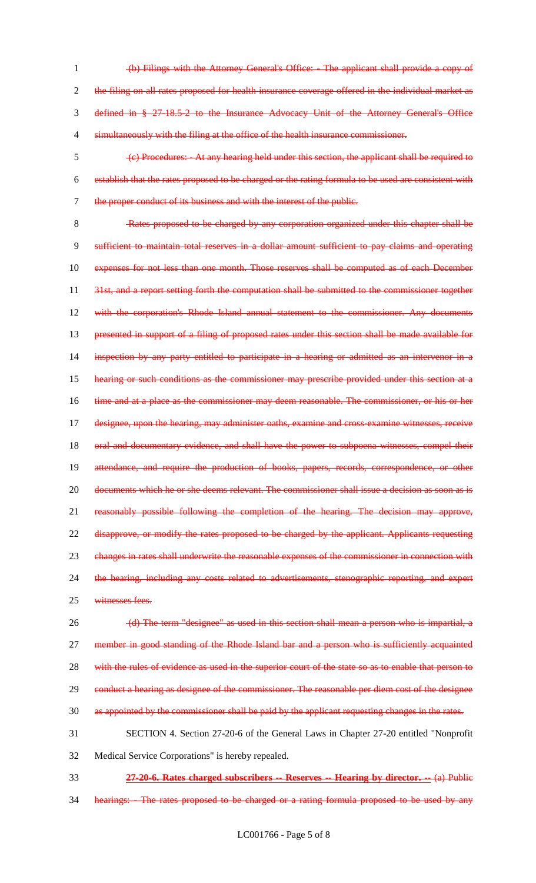~~(b) Filings with the Attorney General's Office: - The applicant shall provide a copy of the filing on all rates proposed for health insurance coverage offered in the individual market as defined in § 27-18.5-2 to the Insurance Advocacy Unit of the Attorney General's Office simultaneously with the filing at the office of the health insurance commissioner.~~

~~(c) Procedures: - At any hearing held under this section, the applicant shall be required to establish that the rates proposed to be charged or the rating formula to be used are consistent with the proper conduct of its business and with the interest of the public.~~

~~Rates proposed to be charged by any corporation organized under this chapter shall be sufficient to maintain total reserves in a dollar amount sufficient to pay claims and operating expenses for not less than one month. Those reserves shall be computed as of each December 31st, and a report setting forth the computation shall be submitted to the commissioner together with the corporation's Rhode Island annual statement to the commissioner. Any documents presented in support of a filing of proposed rates under this section shall be made available for inspection by any party entitled to participate in a hearing or admitted as an intervenor in a hearing or such conditions as the commissioner may prescribe provided under this section at a time and at a place as the commissioner may deem reasonable. The commissioner, or his or her designee, upon the hearing, may administer oaths, examine and cross-examine witnesses, receive oral and documentary evidence, and shall have the power to subpoena witnesses, compel their attendance, and require the production of books, papers, records, correspondence, or other documents which he or she deems relevant. The commissioner shall issue a decision as soon as is reasonably possible following the completion of the hearing. The decision may approve, disapprove, or modify the rates proposed to be charged by the applicant. Applicants requesting changes in rates shall underwrite the reasonable expenses of the commissioner in connection with the hearing, including any costs related to advertisements, stenographic reporting, and expert witnesses fees.~~

~~(d) The term "designee" as used in this section shall mean a person who is impartial, a member in good standing of the Rhode Island bar and a person who is sufficiently acquainted with the rules of evidence as used in the superior court of the state so as to enable that person to conduct a hearing as designee of the commissioner. The reasonable per diem cost of the designee as appointed by the commissioner shall be paid by the applicant requesting changes in the rates.~~

SECTION 4. Section 27-20-6 of the General Laws in Chapter 27-20 entitled "Nonprofit Medical Service Corporations" is hereby repealed.

~~**27-20-6. Rates charged subscribers -- Reserves -- Hearing by director. --** (a) Public hearings: - The rates proposed to be charged or a rating formula proposed to be used by any~~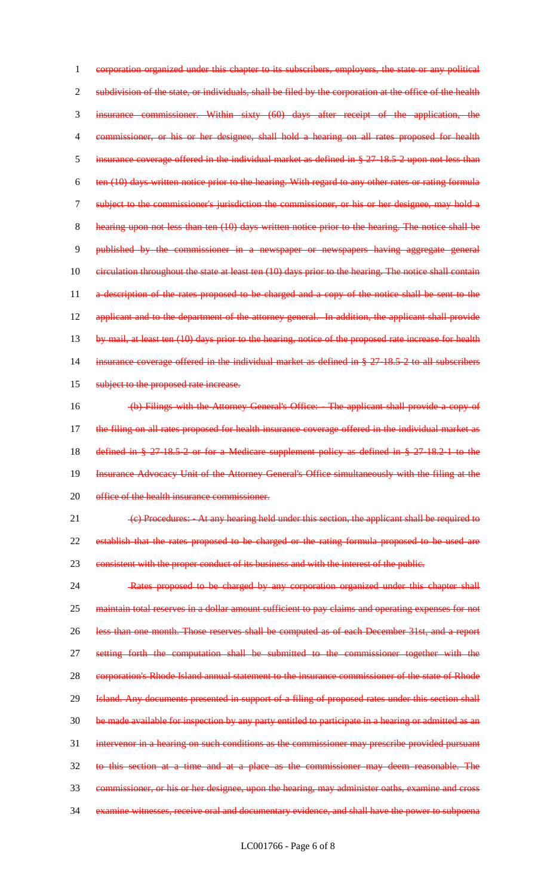~~corporation organized under this chapter to its subscribers, employers, the state or any political subdivision of the state, or individuals, shall be filed by the corporation at the office of the health insurance commissioner. Within sixty (60) days after receipt of the application, the commissioner, or his or her designee, shall hold a hearing on all rates proposed for health insurance coverage offered in the individual market as defined in § 27-18.5-2 upon not less than ten (10) days written notice prior to the hearing. With regard to any other rates or rating formula subject to the commissioner's jurisdiction the commissioner, or his or her designee, may hold a hearing upon not less than ten (10) days written notice prior to the hearing. The notice shall be published by the commissioner in a newspaper or newspapers having aggregate general circulation throughout the state at least ten (10) days prior to the hearing. The notice shall contain a description of the rates proposed to be charged and a copy of the notice shall be sent to the applicant and to the department of the attorney general. In addition, the applicant shall provide by mail, at least ten (10) days prior to the hearing, notice of the proposed rate increase for health insurance coverage offered in the individual market as defined in § 27-18.5-2 to all subscribers subject to the proposed rate increase.~~

~~(b) Filings with the Attorney General's Office: - The applicant shall provide a copy of the filing on all rates proposed for health insurance coverage offered in the individual market as defined in § 27-18.5-2 or for a Medicare supplement policy as defined in § 27-18.2-1 to the Insurance Advocacy Unit of the Attorney General's Office simultaneously with the filing at the office of the health insurance commissioner.~~

~~(c) Procedures: - At any hearing held under this section, the applicant shall be required to establish that the rates proposed to be charged or the rating formula proposed to be used are consistent with the proper conduct of its business and with the interest of the public.~~

~~Rates proposed to be charged by any corporation organized under this chapter shall maintain total reserves in a dollar amount sufficient to pay claims and operating expenses for not less than one month. Those reserves shall be computed as of each December 31st, and a report setting forth the computation shall be submitted to the commissioner together with the corporation's Rhode Island annual statement to the insurance commissioner of the state of Rhode Island. Any documents presented in support of a filing of proposed rates under this section shall be made available for inspection by any party entitled to participate in a hearing or admitted as an intervenor in a hearing on such conditions as the commissioner may prescribe provided pursuant to this section at a time and at a place as the commissioner may deem reasonable. The commissioner, or his or her designee, upon the hearing, may administer oaths, examine and cross examine witnesses, receive oral and documentary evidence, and shall have the power to subpoena~~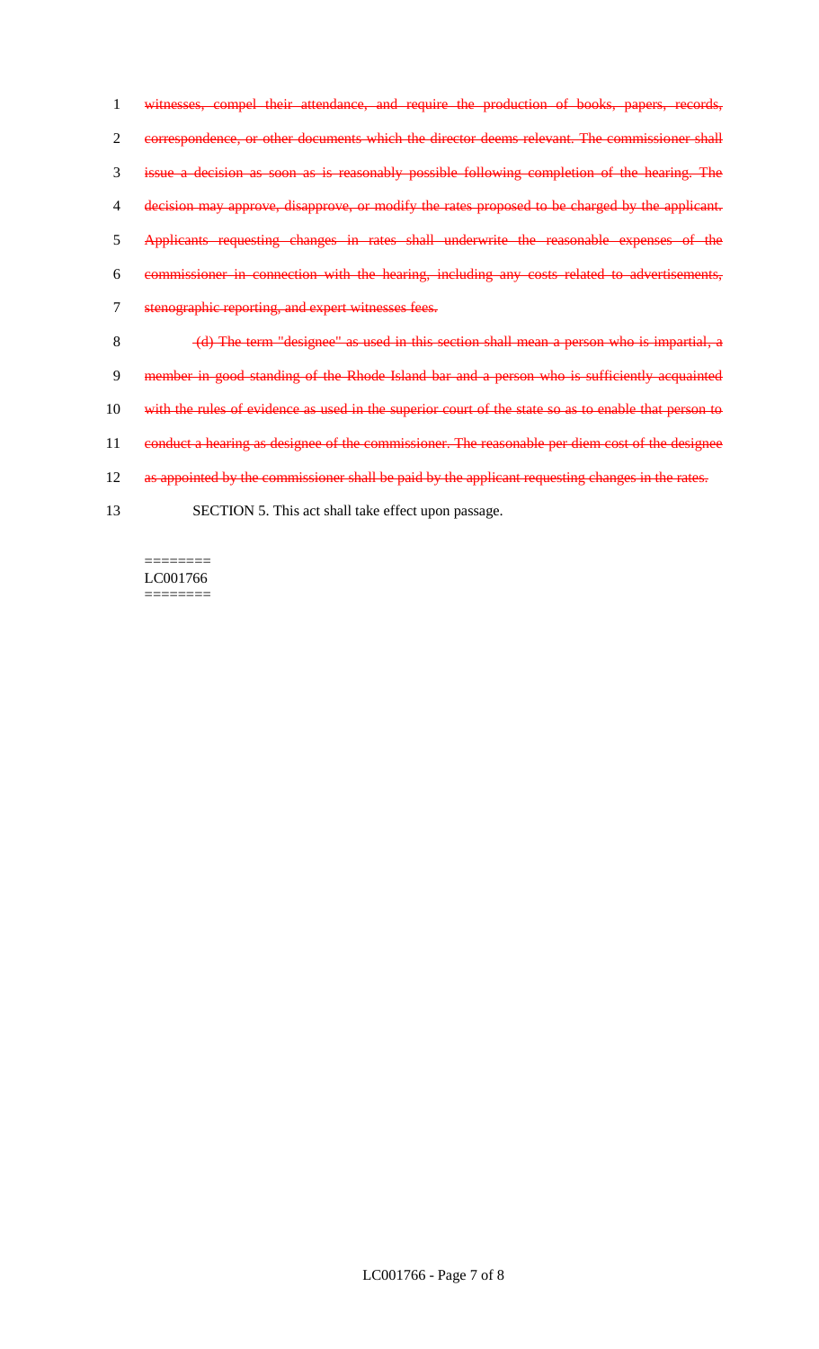~~witnesses, compel their attendance, and require the production of books, papers, records, correspondence, or other documents which the director deems relevant. The commissioner shall issue a decision as soon as is reasonably possible following completion of the hearing. The decision may approve, disapprove, or modify the rates proposed to be charged by the applicant. Applicants requesting changes in rates shall underwrite the reasonable expenses of the commissioner in connection with the hearing, including any costs related to advertisements, stenographic reporting, and expert witnesses fees.~~

~~(d) The term "designee" as used in this section shall mean a person who is impartial, a member in good standing of the Rhode Island bar and a person who is sufficiently acquainted with the rules of evidence as used in the superior court of the state so as to enable that person to conduct a hearing as designee of the commissioner. The reasonable per diem cost of the designee as appointed by the commissioner shall be paid by the applicant requesting changes in the rates.~~

SECTION 5. This act shall take effect upon passage.

========
LC001766
========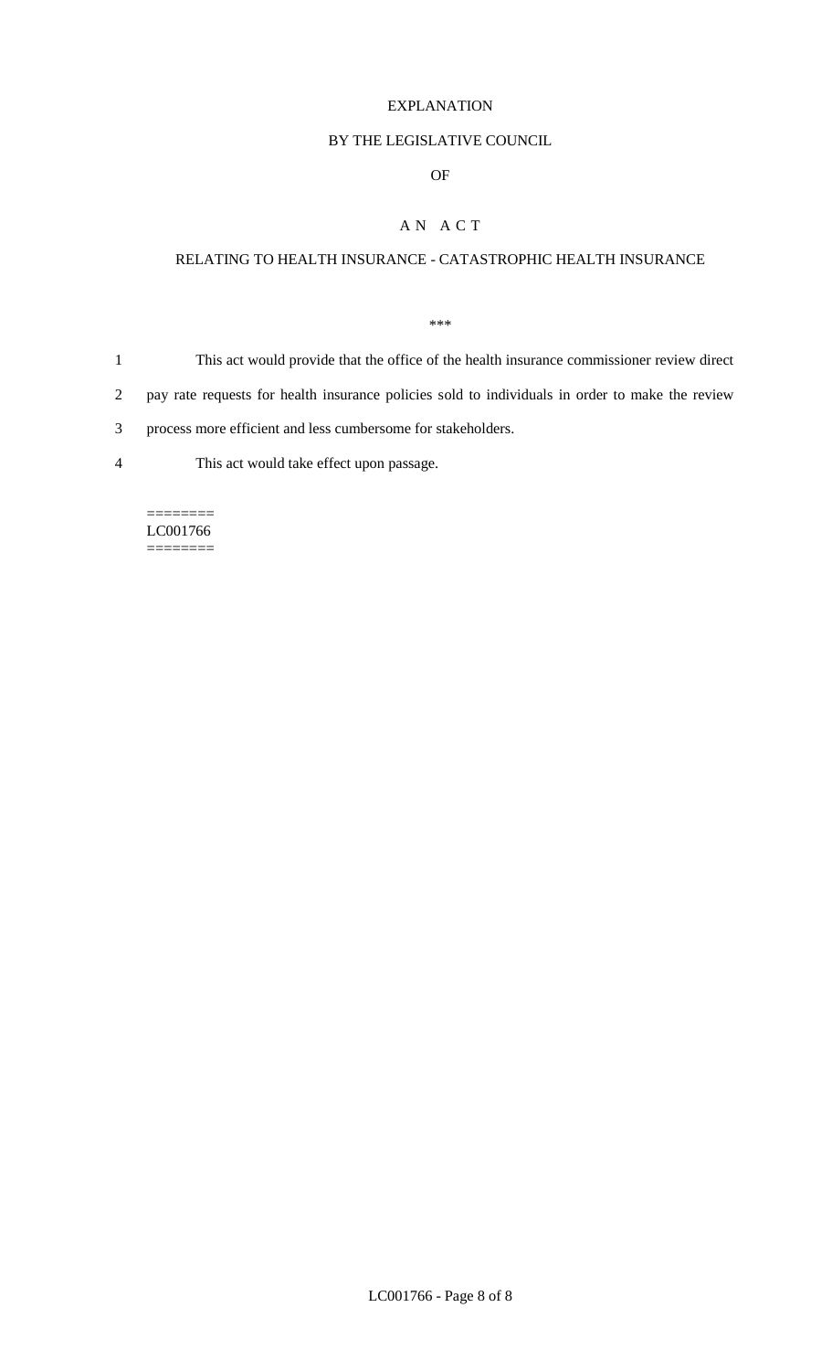EXPLANATION

BY THE LEGISLATIVE COUNCIL

OF

A N A C T

RELATING TO HEALTH INSURANCE - CATASTROPHIC HEALTH INSURANCE

\*\*\*

1 This act would provide that the office of the health insurance commissioner review direct
2 pay rate requests for health insurance policies sold to individuals in order to make the review
3 process more efficient and less cumbersome for stakeholders.
4 This act would take effect upon passage.

========
LC001766
========